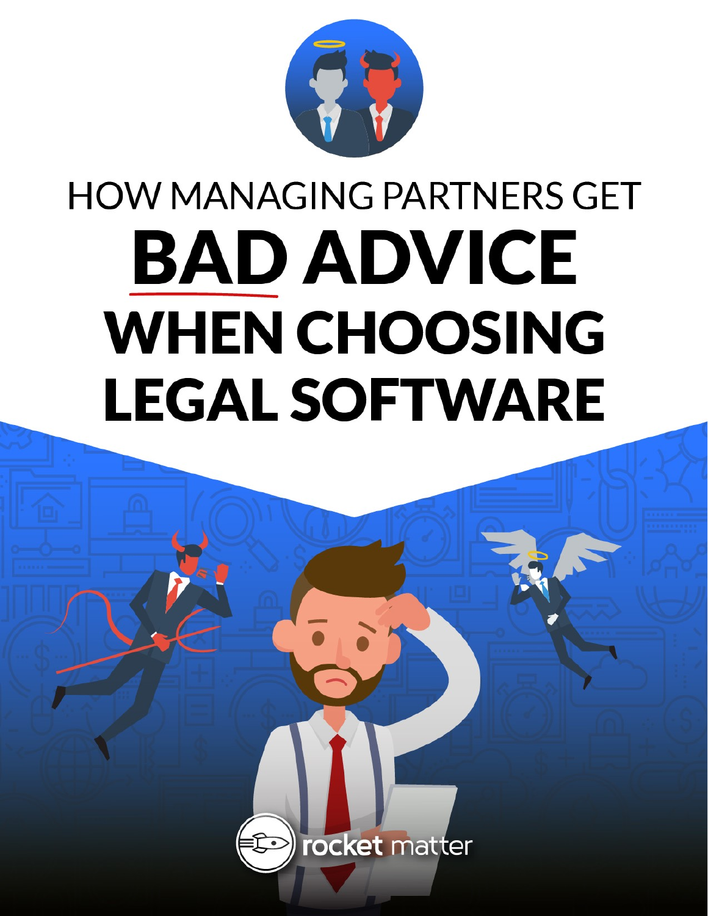# HOW MANAGING PARTNERS GET BAD ADVICE WHEN CHOOSING LEGAL SOFTWARE

rocket matter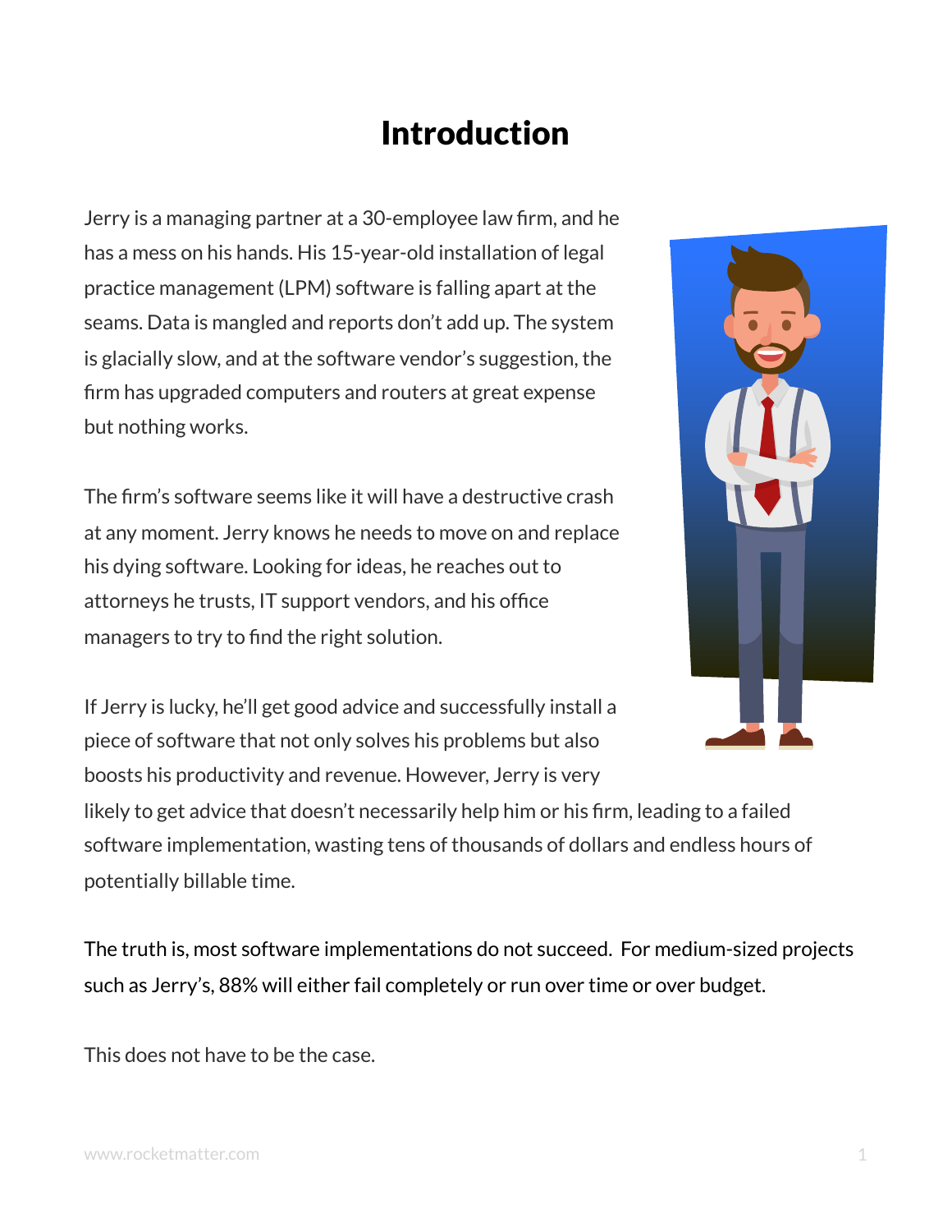# Introduction

Jerry is a managing partner at a 30-employee law firm, and he has a mess on his hands. His 15-year-old installation of legal practice management (LPM) software is falling apart at the seams. Data is mangled and reports don't add up. The system is glacially slow, and at the software vendor's suggestion, the firm has upgraded computers and routers at great expense but nothing works.

The firm's software seems like it will have a destructive crash at any moment. Jerry knows he needs to move on and replace his dying software. Looking for ideas, he reaches out to attorneys he trusts, IT support vendors, and his office managers to try to find the right solution.

If Jerry is lucky, he'll get good advice and successfully install a piece of software that not only solves his problems but also boosts his productivity and revenue. However, Jerry is very likely to get advice that doesn't necessarily help him or his firm, leading to a failed software implementation, wasting tens of thousands of dollars and endless hours of potentially billable time.

The truth is, most software implementations do not succeed. For medium-sized projects such as Jerry's, 88% will either fail completely or run over time or over budget.

This does not have to be the case.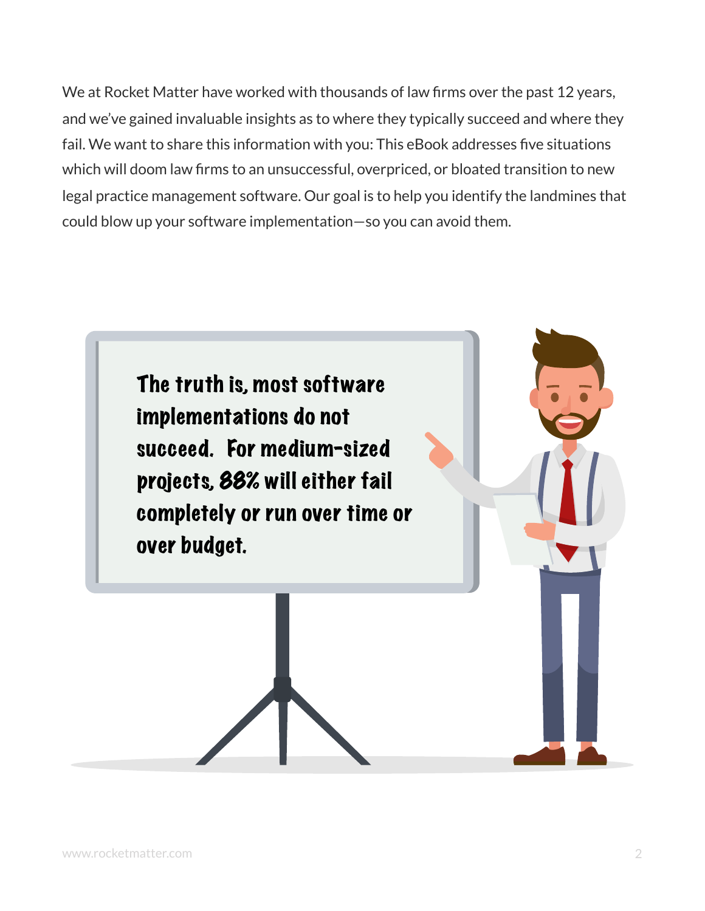We at Rocket Matter have worked with thousands of law firms over the past 12 years, and we've gained invaluable insights as to where they typically succeed and where they fail. We want to share this information with you: This eBook addresses five situations which will doom law firms to an unsuccessful, overpriced, or bloated transition to new legal practice management software. Our goal is to help you identify the landmines that could blow up your software implementation—so you can avoid them.

**The truth is, most software implementations do not succeed. For medium-sized projects, *88%* will either fail completely or run over time or over budget.**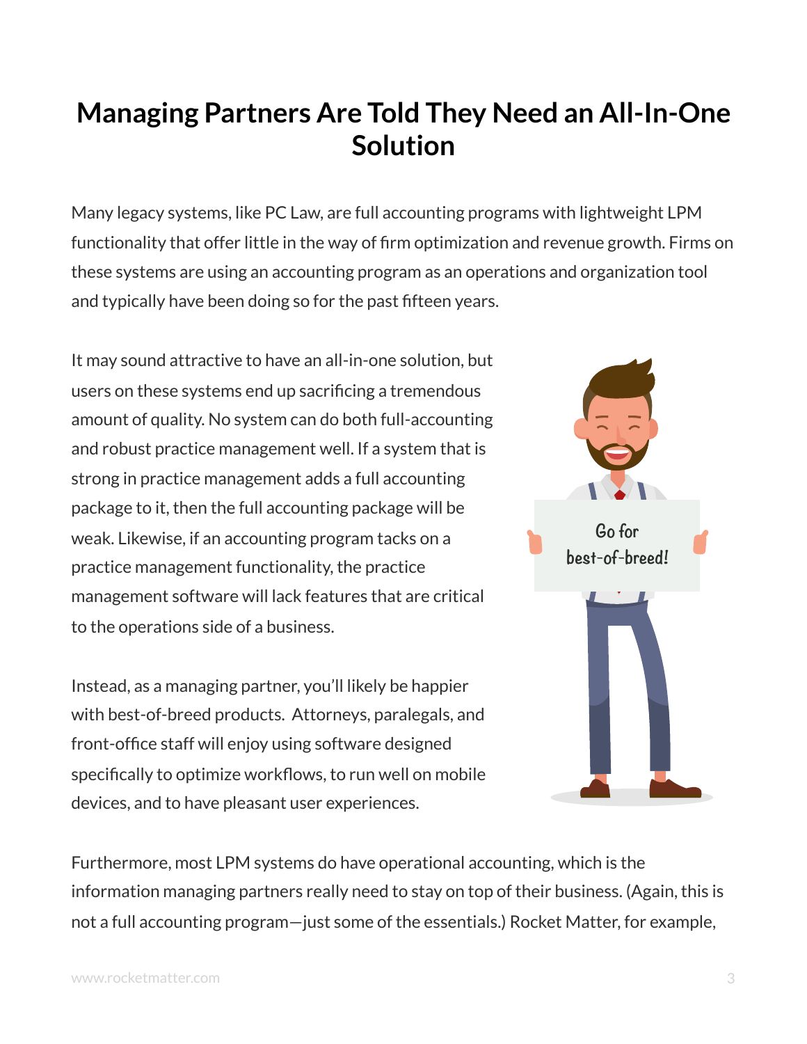# Managing Partners Are Told They Need an All-In-One Solution

Many legacy systems, like PC Law, are full accounting programs with lightweight LPM functionality that offer little in the way of firm optimization and revenue growth. Firms on these systems are using an accounting program as an operations and organization tool and typically have been doing so for the past fifteen years.

It may sound attractive to have an all-in-one solution, but users on these systems end up sacrificing a tremendous amount of quality. No system can do both full-accounting and robust practice management well. If a system that is strong in practice management adds a full accounting package to it, then the full accounting package will be weak. Likewise, if an accounting program tacks on a practice management functionality, the practice management software will lack features that are critical to the operations side of a business.

Instead, as a managing partner, you'll likely be happier with best-of-breed products. Attorneys, paralegals, and front-office staff will enjoy using software designed specifically to optimize workflows, to run well on mobile devices, and to have pleasant user experiences.

Furthermore, most LPM systems do have operational accounting, which is the information managing partners really need to stay on top of their business. (Again, this is not a full accounting program—just some of the essentials.) Rocket Matter, for example,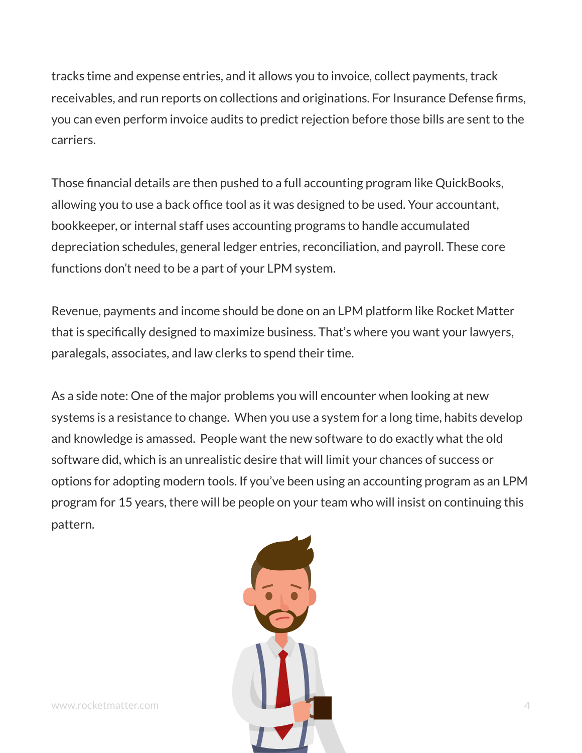tracks time and expense entries, and it allows you to invoice, collect payments, track receivables, and run reports on collections and originations. For Insurance Defense firms, you can even perform invoice audits to predict rejection before those bills are sent to the carriers.

Those financial details are then pushed to a full accounting program like QuickBooks, allowing you to use a back office tool as it was designed to be used. Your accountant, bookkeeper, or internal staff uses accounting programs to handle accumulated depreciation schedules, general ledger entries, reconciliation, and payroll. These core functions don't need to be a part of your LPM system.

Revenue, payments and income should be done on an LPM platform like Rocket Matter that is specifically designed to maximize business. That's where you want your lawyers, paralegals, associates, and law clerks to spend their time.

As a side note: One of the major problems you will encounter when looking at new systems is a resistance to change. When you use a system for a long time, habits develop and knowledge is amassed. People want the new software to do exactly what the old software did, which is an unrealistic desire that will limit your chances of success or options for adopting modern tools. If you've been using an accounting program as an LPM program for 15 years, there will be people on your team who will insist on continuing this pattern.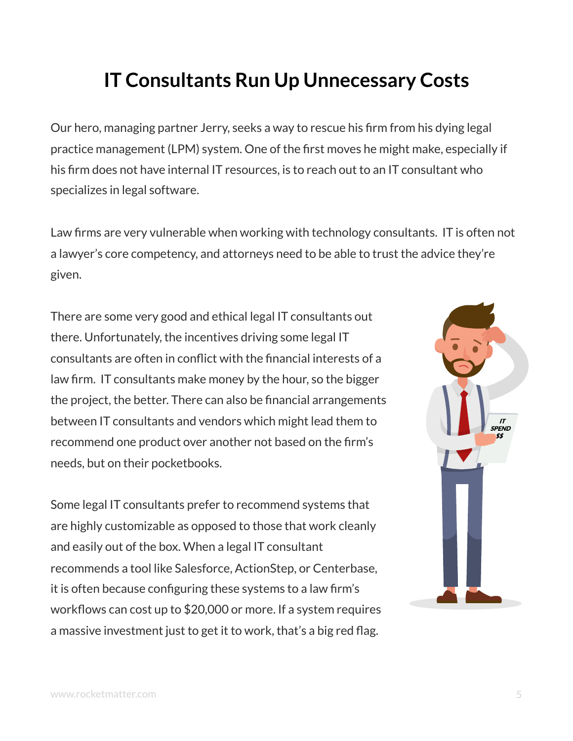# IT Consultants Run Up Unnecessary Costs

Our hero, managing partner Jerry, seeks a way to rescue his firm from his dying legal practice management (LPM) system. One of the first moves he might make, especially if his firm does not have internal IT resources, is to reach out to an IT consultant who specializes in legal software.

Law firms are very vulnerable when working with technology consultants. IT is often not a lawyer's core competency, and attorneys need to be able to trust the advice they're given.

There are some very good and ethical legal IT consultants out there. Unfortunately, the incentives driving some legal IT consultants are often in conflict with the financial interests of a law firm. IT consultants make money by the hour, so the bigger the project, the better. There can also be financial arrangements between IT consultants and vendors which might lead them to recommend one product over another not based on the firm's needs, but on their pocketbooks.

Some legal IT consultants prefer to recommend systems that are highly customizable as opposed to those that work cleanly and easily out of the box. When a legal IT consultant recommends a tool like Salesforce, ActionStep, or Centerbase, it is often because configuring these systems to a law firm's workflows can cost up to $20,000 or more. If a system requires a massive investment just to get it to work, that's a big red flag.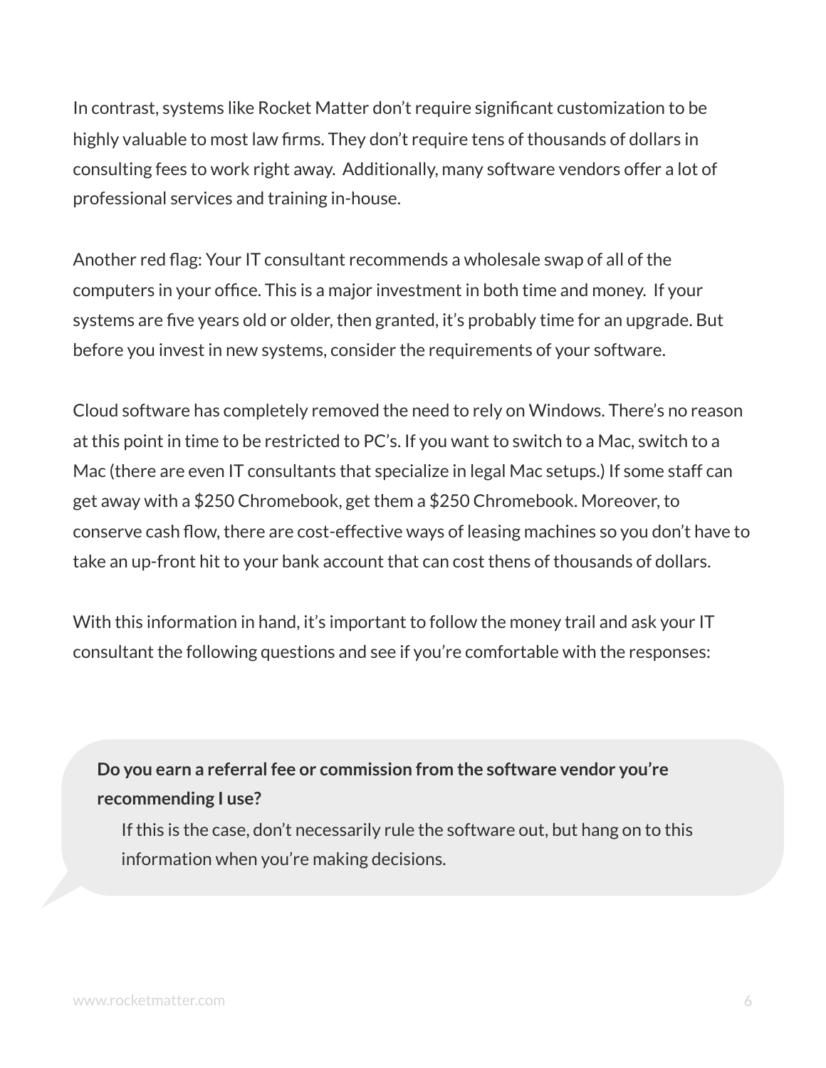In contrast, systems like Rocket Matter don't require significant customization to be highly valuable to most law firms. They don't require tens of thousands of dollars in consulting fees to work right away. Additionally, many software vendors offer a lot of professional services and training in-house.

Another red flag: Your IT consultant recommends a wholesale swap of all of the computers in your office. This is a major investment in both time and money. If your systems are five years old or older, then granted, it's probably time for an upgrade. But before you invest in new systems, consider the requirements of your software.

Cloud software has completely removed the need to rely on Windows. There's no reason at this point in time to be restricted to PC's. If you want to switch to a Mac, switch to a Mac (there are even IT consultants that specialize in legal Mac setups.) If some staff can get away with a $250 Chromebook, get them a $250 Chromebook. Moreover, to conserve cash flow, there are cost-effective ways of leasing machines so you don't have to take an up-front hit to your bank account that can cost thens of thousands of dollars.

With this information in hand, it's important to follow the money trail and ask your IT consultant the following questions and see if you're comfortable with the responses:

> **Do you earn a referral fee or commission from the software vendor you're recommending I use?**
>
> If this is the case, don't necessarily rule the software out, but hang on to this information when you're making decisions.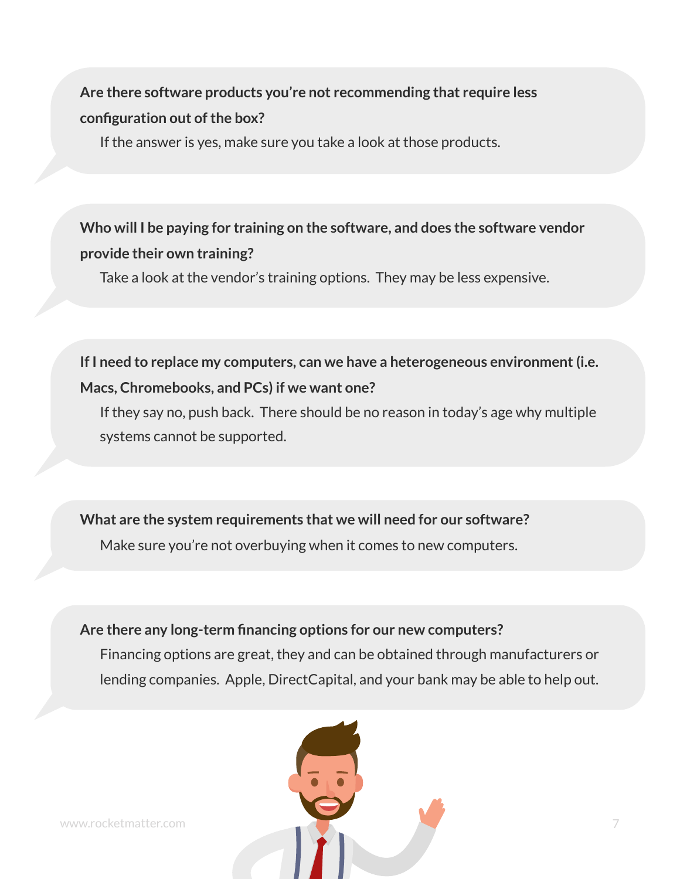**Are there software products you're not recommending that require less configuration out of the box?**

If the answer is yes, make sure you take a look at those products.

**Who will I be paying for training on the software, and does the software vendor provide their own training?**

Take a look at the vendor's training options. They may be less expensive.

**If I need to replace my computers, can we have a heterogeneous environment (i.e. Macs, Chromebooks, and PCs) if we want one?**

If they say no, push back. There should be no reason in today's age why multiple systems cannot be supported.

**What are the system requirements that we will need for our software?**

Make sure you're not overbuying when it comes to new computers.

**Are there any long-term financing options for our new computers?**

Financing options are great, they and can be obtained through manufacturers or lending companies. Apple, DirectCapital, and your bank may be able to help out.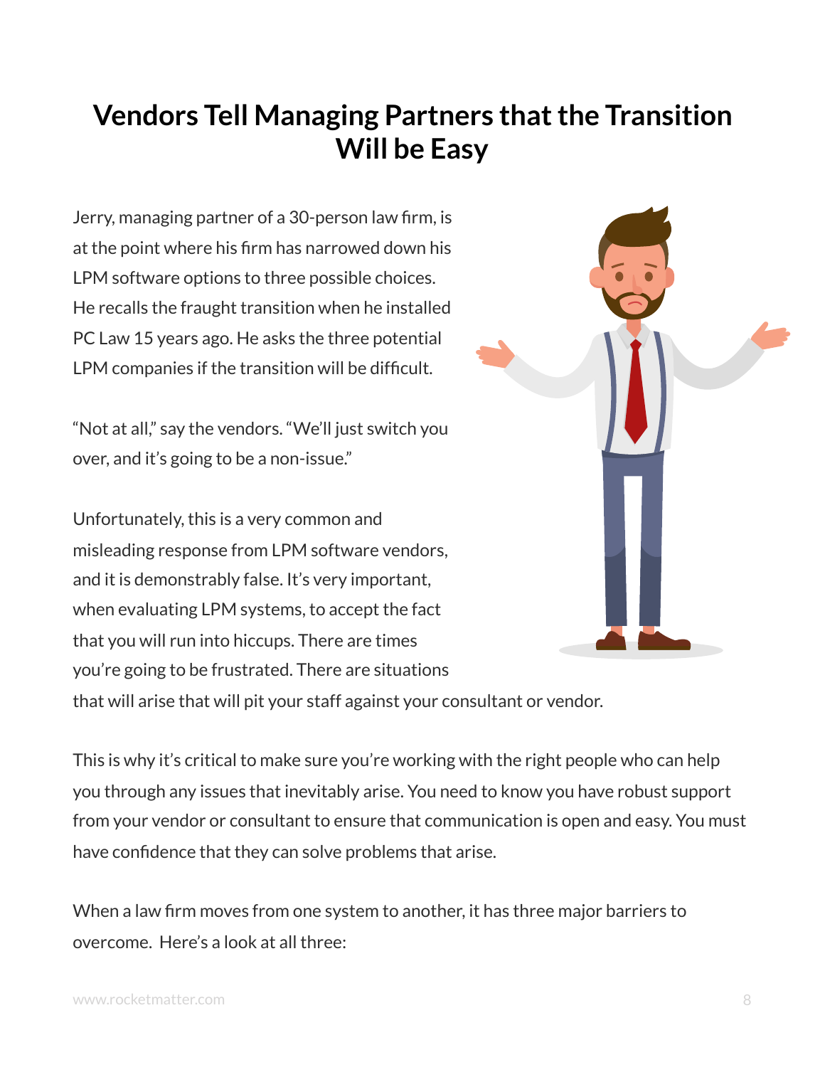# Vendors Tell Managing Partners that the Transition Will be Easy

Jerry, managing partner of a 30-person law firm, is at the point where his firm has narrowed down his LPM software options to three possible choices. He recalls the fraught transition when he installed PC Law 15 years ago. He asks the three potential LPM companies if the transition will be difficult.

"Not at all," say the vendors. "We'll just switch you over, and it's going to be a non-issue."

Unfortunately, this is a very common and misleading response from LPM software vendors, and it is demonstrably false. It's very important, when evaluating LPM systems, to accept the fact that you will run into hiccups. There are times you're going to be frustrated. There are situations that will arise that will pit your staff against your consultant or vendor.

This is why it's critical to make sure you're working with the right people who can help you through any issues that inevitably arise. You need to know you have robust support from your vendor or consultant to ensure that communication is open and easy. You must have confidence that they can solve problems that arise.

When a law firm moves from one system to another, it has three major barriers to overcome. Here's a look at all three: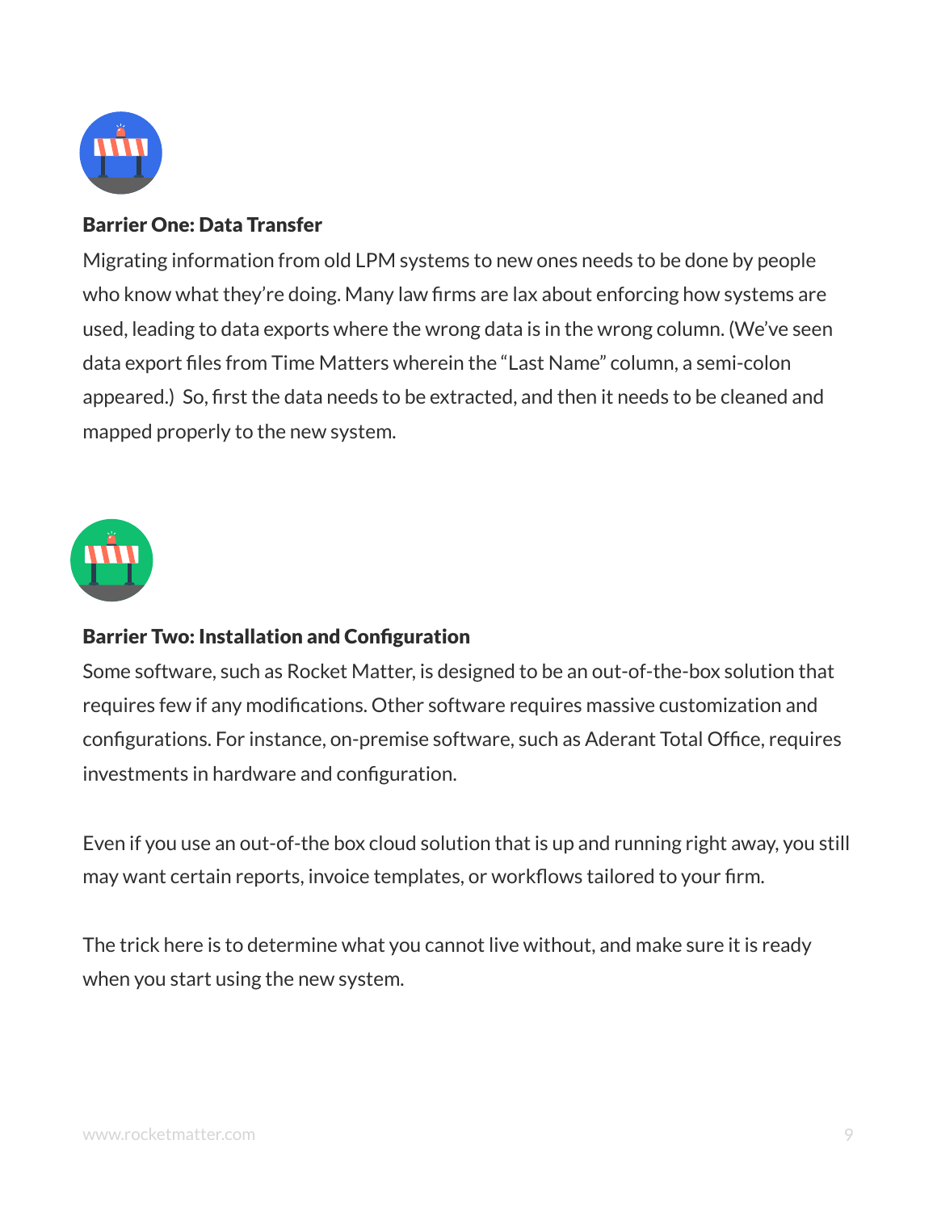### Barrier One: Data Transfer

Migrating information from old LPM systems to new ones needs to be done by people who know what they're doing. Many law firms are lax about enforcing how systems are used, leading to data exports where the wrong data is in the wrong column. (We've seen data export files from Time Matters wherein the "Last Name" column, a semi-colon appeared.) So, first the data needs to be extracted, and then it needs to be cleaned and mapped properly to the new system.

### Barrier Two: Installation and Configuration

Some software, such as Rocket Matter, is designed to be an out-of-the-box solution that requires few if any modifications. Other software requires massive customization and configurations. For instance, on-premise software, such as Aderant Total Office, requires investments in hardware and configuration.

Even if you use an out-of-the box cloud solution that is up and running right away, you still may want certain reports, invoice templates, or workflows tailored to your firm.

The trick here is to determine what you cannot live without, and make sure it is ready when you start using the new system.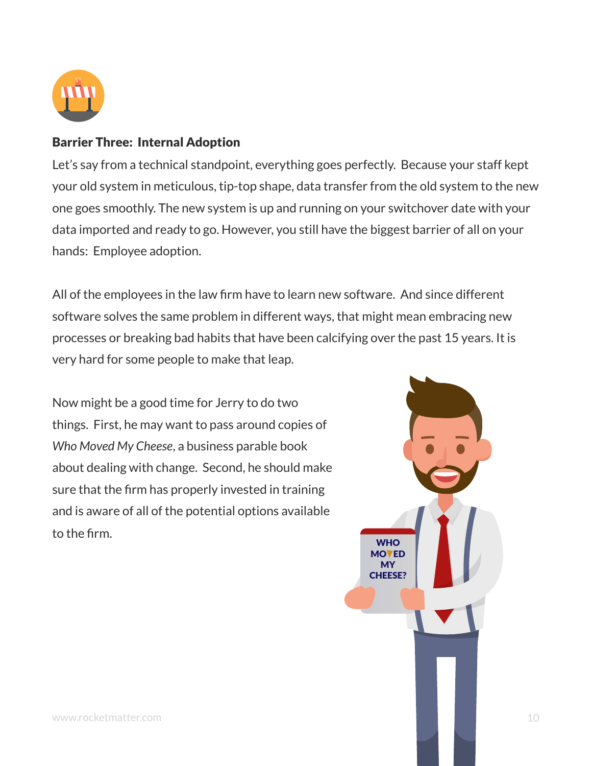**Barrier Three: Internal Adoption**

Let's say from a technical standpoint, everything goes perfectly. Because your staff kept your old system in meticulous, tip-top shape, data transfer from the old system to the new one goes smoothly. The new system is up and running on your switchover date with your data imported and ready to go. However, you still have the biggest barrier of all on your hands: Employee adoption.

All of the employees in the law firm have to learn new software. And since different software solves the same problem in different ways, that might mean embracing new processes or breaking bad habits that have been calcifying over the past 15 years. It is very hard for some people to make that leap.

Now might be a good time for Jerry to do two things. First, he may want to pass around copies of *Who Moved My Cheese*, a business parable book about dealing with change. Second, he should make sure that the firm has properly invested in training and is aware of all of the potential options available to the firm.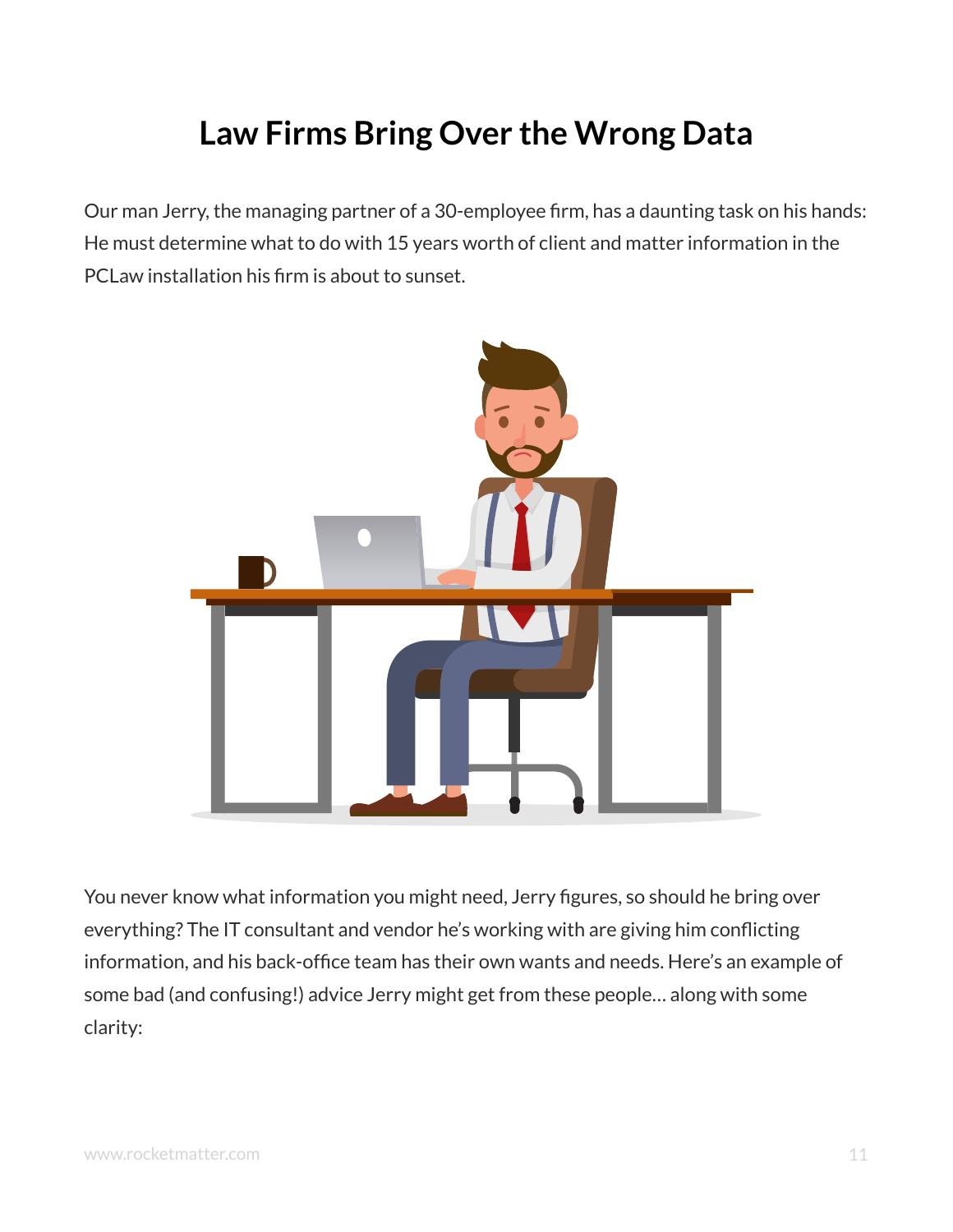# Law Firms Bring Over the Wrong Data

Our man Jerry, the managing partner of a 30-employee firm, has a daunting task on his hands: He must determine what to do with 15 years worth of client and matter information in the PCLaw installation his firm is about to sunset.

You never know what information you might need, Jerry figures, so should he bring over everything? The IT consultant and vendor he's working with are giving him conflicting information, and his back-office team has their own wants and needs. Here's an example of some bad (and confusing!) advice Jerry might get from these people… along with some clarity: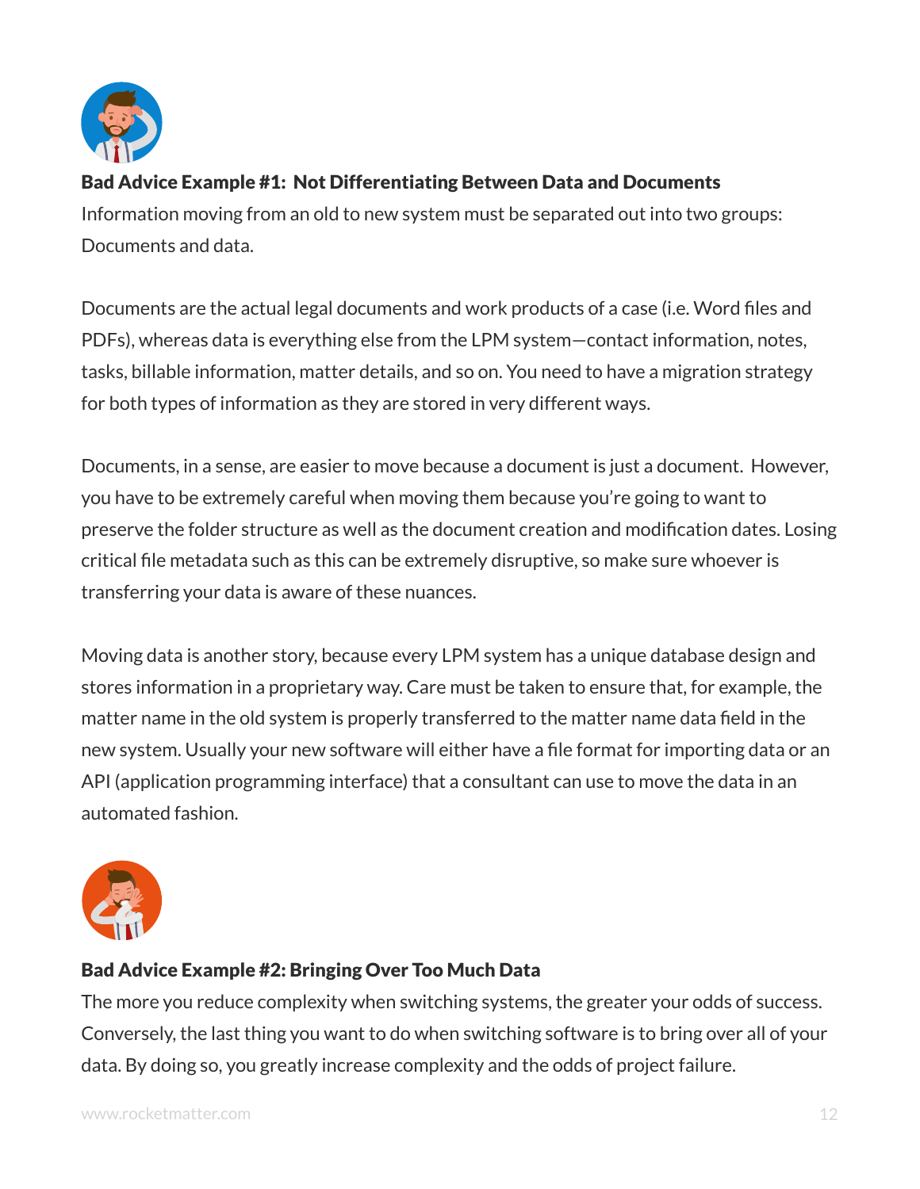**Bad Advice Example #1: Not Differentiating Between Data and Documents**

Information moving from an old to new system must be separated out into two groups: Documents and data.

Documents are the actual legal documents and work products of a case (i.e. Word files and PDFs), whereas data is everything else from the LPM system—contact information, notes, tasks, billable information, matter details, and so on. You need to have a migration strategy for both types of information as they are stored in very different ways.

Documents, in a sense, are easier to move because a document is just a document. However, you have to be extremely careful when moving them because you're going to want to preserve the folder structure as well as the document creation and modification dates. Losing critical file metadata such as this can be extremely disruptive, so make sure whoever is transferring your data is aware of these nuances.

Moving data is another story, because every LPM system has a unique database design and stores information in a proprietary way. Care must be taken to ensure that, for example, the matter name in the old system is properly transferred to the matter name data field in the new system. Usually your new software will either have a file format for importing data or an API (application programming interface) that a consultant can use to move the data in an automated fashion.

**Bad Advice Example #2: Bringing Over Too Much Data**

The more you reduce complexity when switching systems, the greater your odds of success. Conversely, the last thing you want to do when switching software is to bring over all of your data. By doing so, you greatly increase complexity and the odds of project failure.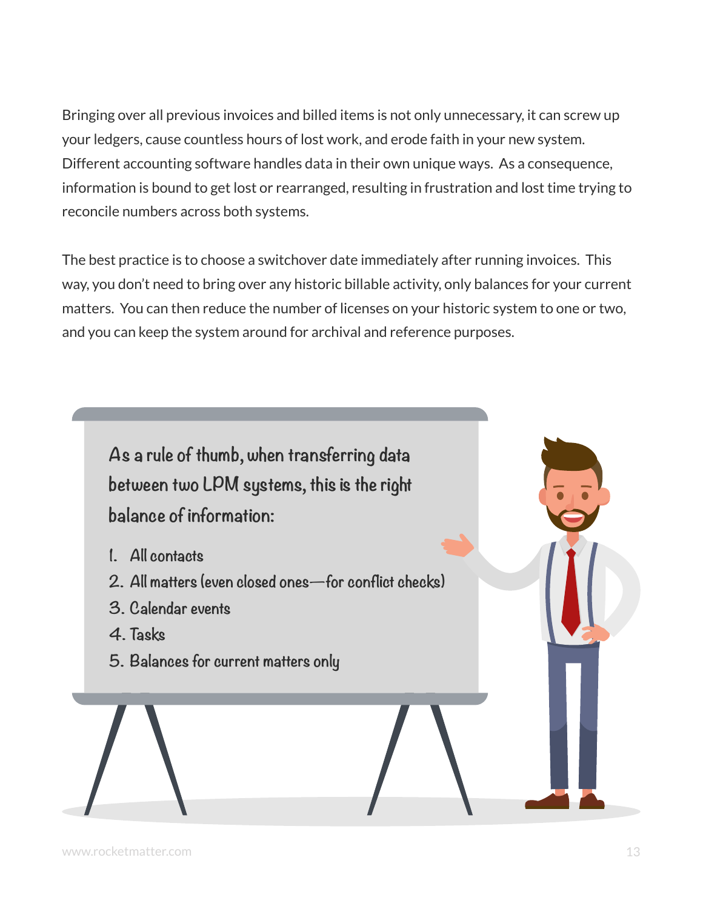Bringing over all previous invoices and billed items is not only unnecessary, it can screw up your ledgers, cause countless hours of lost work, and erode faith in your new system. Different accounting software handles data in their own unique ways. As a consequence, information is bound to get lost or rearranged, resulting in frustration and lost time trying to reconcile numbers across both systems.

The best practice is to choose a switchover date immediately after running invoices. This way, you don't need to bring over any historic billable activity, only balances for your current matters. You can then reduce the number of licenses on your historic system to one or two, and you can keep the system around for archival and reference purposes.

As a rule of thumb, when transferring data between two LPM systems, this is the right balance of information:

1. All contacts
2. All matters (even closed ones—for conflict checks)
3. Calendar events
4. Tasks
5. Balances for current matters only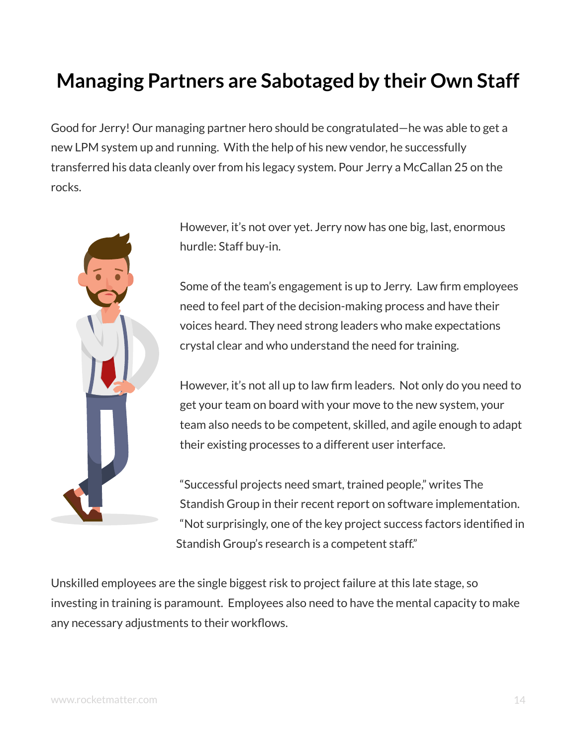# Managing Partners are Sabotaged by their Own Staff

Good for Jerry! Our managing partner hero should be congratulated—he was able to get a new LPM system up and running. With the help of his new vendor, he successfully transferred his data cleanly over from his legacy system. Pour Jerry a McCallan 25 on the rocks.

However, it's not over yet. Jerry now has one big, last, enormous hurdle: Staff buy-in.

Some of the team's engagement is up to Jerry. Law firm employees need to feel part of the decision-making process and have their voices heard. They need strong leaders who make expectations crystal clear and who understand the need for training.

However, it's not all up to law firm leaders. Not only do you need to get your team on board with your move to the new system, your team also needs to be competent, skilled, and agile enough to adapt their existing processes to a different user interface.

"Successful projects need smart, trained people," writes The Standish Group in their recent report on software implementation. "Not surprisingly, one of the key project success factors identified in Standish Group's research is a competent staff."

Unskilled employees are the single biggest risk to project failure at this late stage, so investing in training is paramount. Employees also need to have the mental capacity to make any necessary adjustments to their workflows.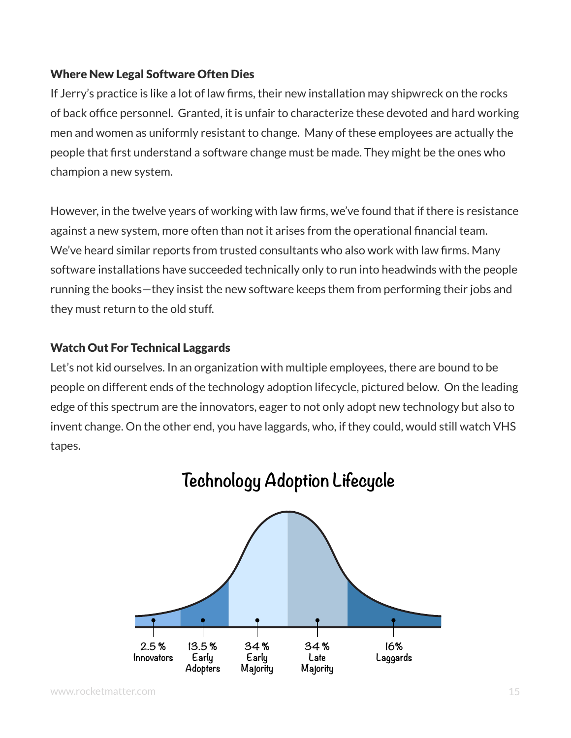### Where New Legal Software Often Dies

If Jerry's practice is like a lot of law firms, their new installation may shipwreck on the rocks of back office personnel. Granted, it is unfair to characterize these devoted and hard working men and women as uniformly resistant to change. Many of these employees are actually the people that first understand a software change must be made. They might be the ones who champion a new system.

However, in the twelve years of working with law firms, we've found that if there is resistance against a new system, more often than not it arises from the operational financial team. We've heard similar reports from trusted consultants who also work with law firms. Many software installations have succeeded technically only to run into headwinds with the people running the books—they insist the new software keeps them from performing their jobs and they must return to the old stuff.

### Watch Out For Technical Laggards

Let's not kid ourselves. In an organization with multiple employees, there are bound to be people on different ends of the technology adoption lifecycle, pictured below. On the leading edge of this spectrum are the innovators, eager to not only adopt new technology but also to invent change. On the other end, you have laggards, who, if they could, would still watch VHS tapes.

**Technology Adoption Lifecycle**

| 2.5 % Innovators | 13.5 % Early Adopters | 34 % Early Majority | 34 % Late Majority | 16% Laggards |
|---|---|---|---|---|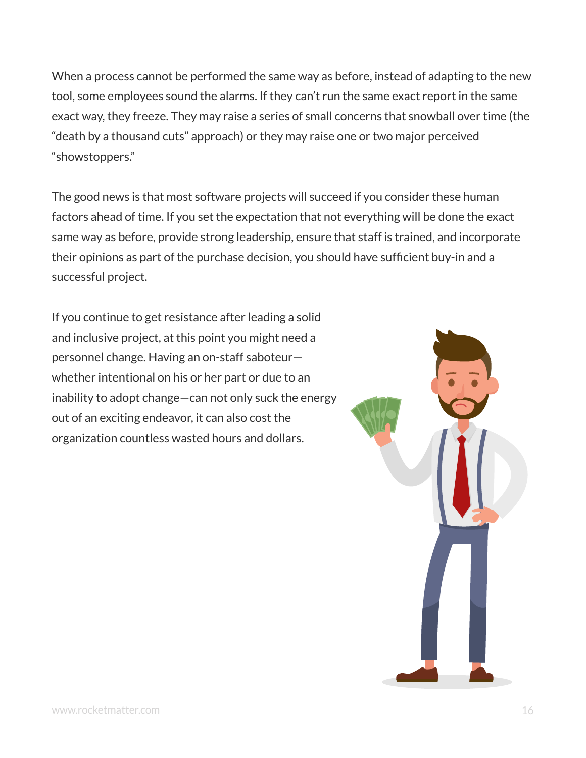When a process cannot be performed the same way as before, instead of adapting to the new tool, some employees sound the alarms. If they can't run the same exact report in the same exact way, they freeze. They may raise a series of small concerns that snowball over time (the "death by a thousand cuts" approach) or they may raise one or two major perceived "showstoppers."

The good news is that most software projects will succeed if you consider these human factors ahead of time. If you set the expectation that not everything will be done the exact same way as before, provide strong leadership, ensure that staff is trained, and incorporate their opinions as part of the purchase decision, you should have sufficient buy-in and a successful project.

If you continue to get resistance after leading a solid and inclusive project, at this point you might need a personnel change. Having an on-staff saboteur—whether intentional on his or her part or due to an inability to adopt change—can not only suck the energy out of an exciting endeavor, it can also cost the organization countless wasted hours and dollars.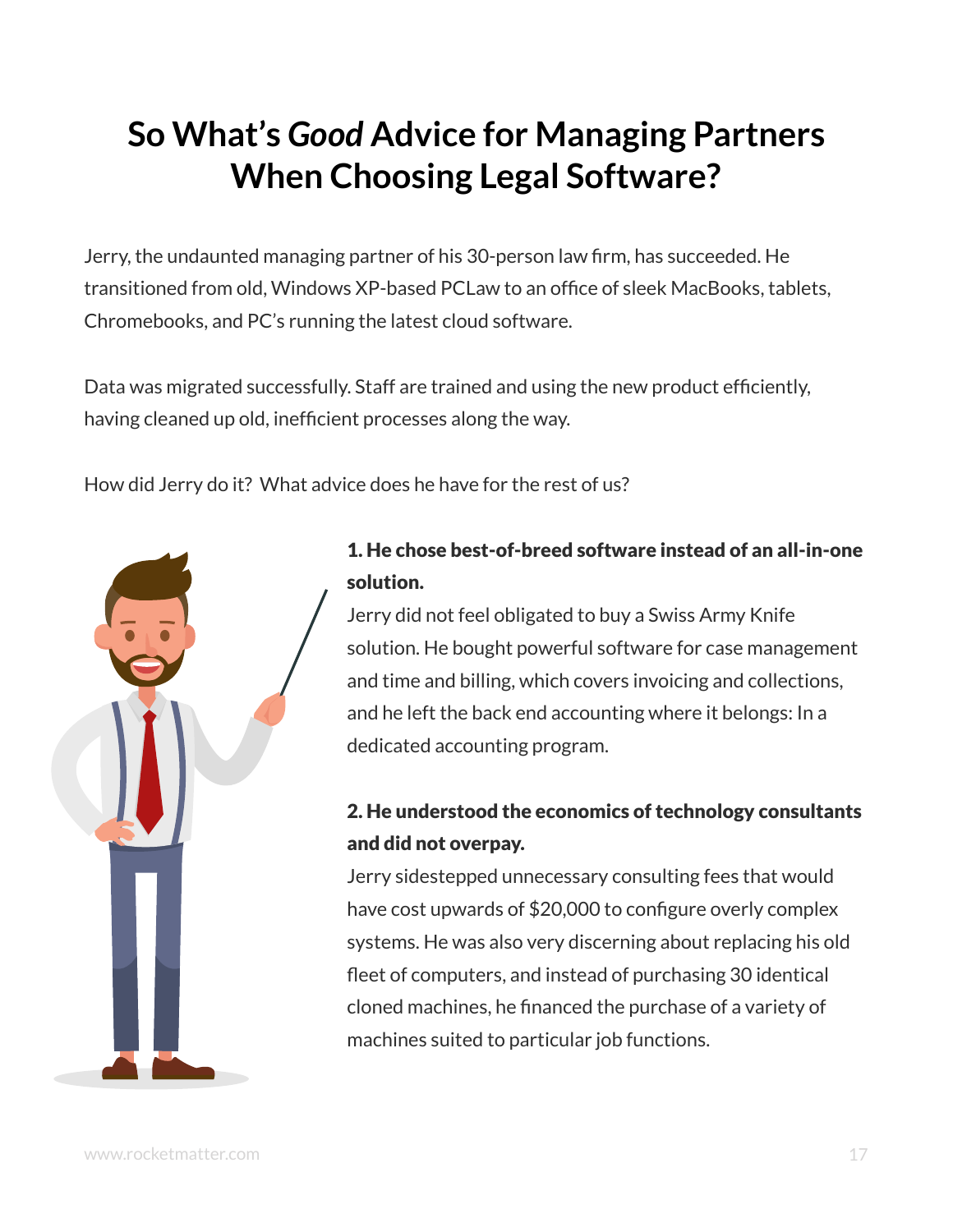# So What's *Good* Advice for Managing Partners When Choosing Legal Software?

Jerry, the undaunted managing partner of his 30-person law firm, has succeeded. He transitioned from old, Windows XP-based PCLaw to an office of sleek MacBooks, tablets, Chromebooks, and PC's running the latest cloud software.

Data was migrated successfully. Staff are trained and using the new product efficiently, having cleaned up old, inefficient processes along the way.

How did Jerry do it? What advice does he have for the rest of us?

**1. He chose best-of-breed software instead of an all-in-one solution.**

Jerry did not feel obligated to buy a Swiss Army Knife solution. He bought powerful software for case management and time and billing, which covers invoicing and collections, and he left the back end accounting where it belongs: In a dedicated accounting program.

**2. He understood the economics of technology consultants and did not overpay.**

Jerry sidestepped unnecessary consulting fees that would have cost upwards of $20,000 to configure overly complex systems. He was also very discerning about replacing his old fleet of computers, and instead of purchasing 30 identical cloned machines, he financed the purchase of a variety of machines suited to particular job functions.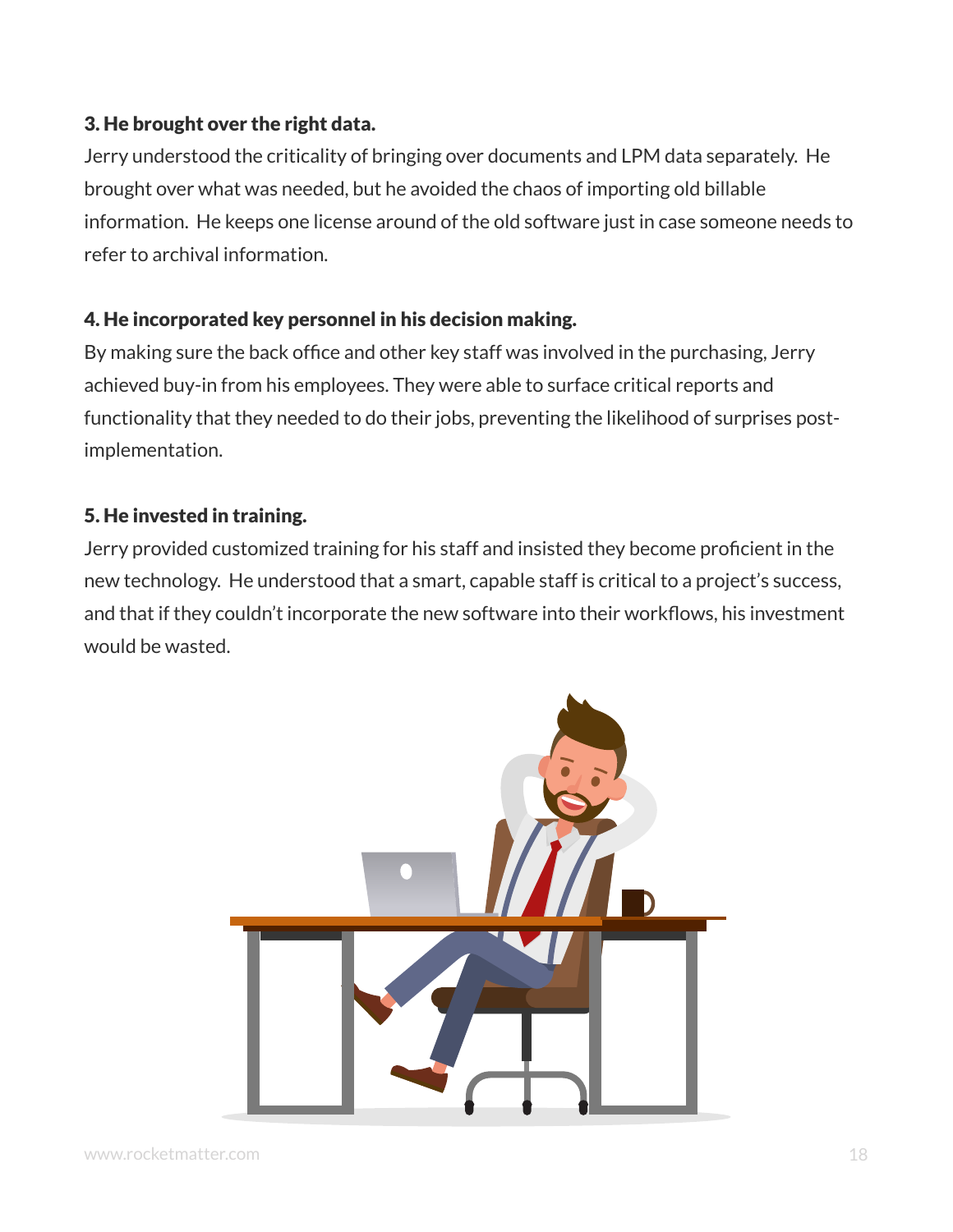**3. He brought over the right data.**

Jerry understood the criticality of bringing over documents and LPM data separately. He brought over what was needed, but he avoided the chaos of importing old billable information. He keeps one license around of the old software just in case someone needs to refer to archival information.

**4. He incorporated key personnel in his decision making.**

By making sure the back office and other key staff was involved in the purchasing, Jerry achieved buy-in from his employees. They were able to surface critical reports and functionality that they needed to do their jobs, preventing the likelihood of surprises post-implementation.

**5. He invested in training.**

Jerry provided customized training for his staff and insisted they become proficient in the new technology. He understood that a smart, capable staff is critical to a project's success, and that if they couldn't incorporate the new software into their workflows, his investment would be wasted.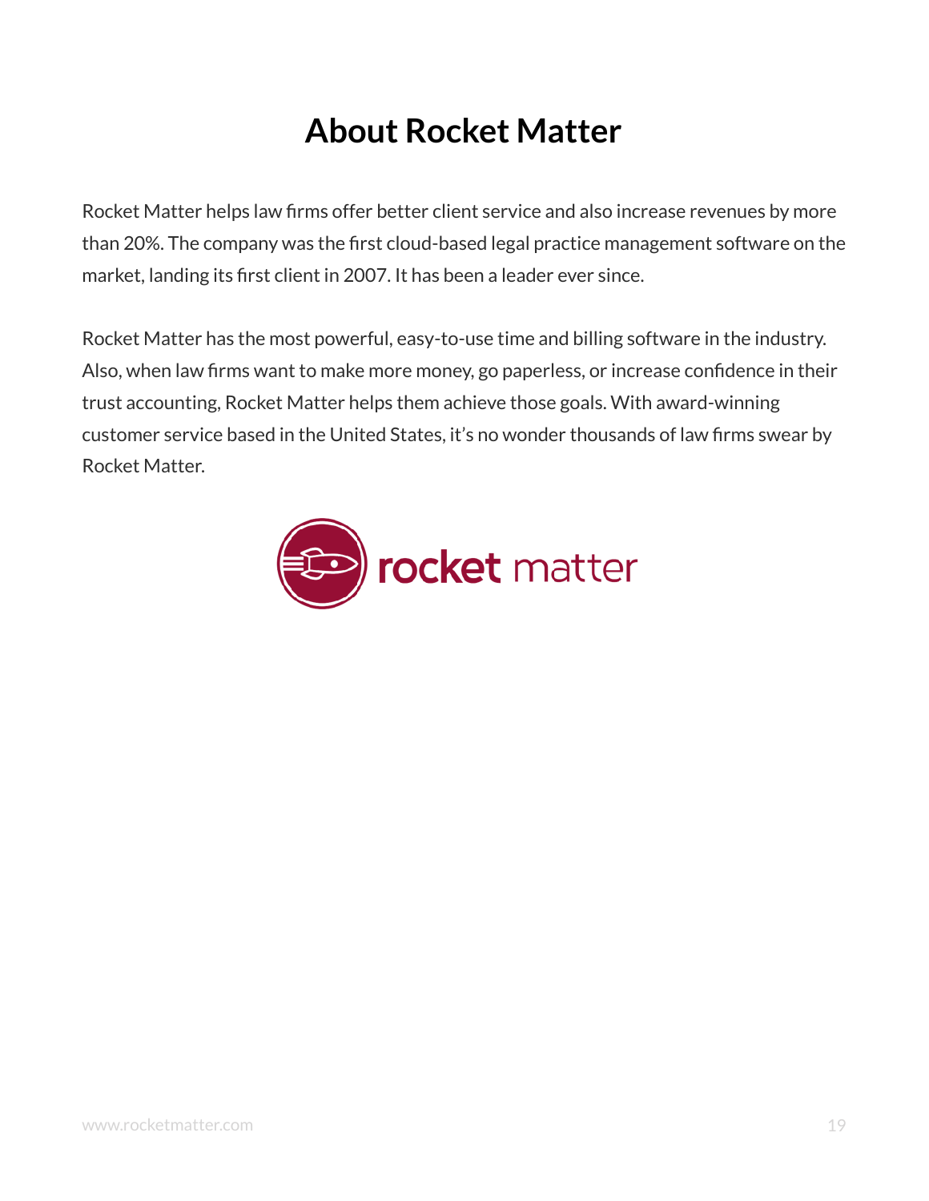# About Rocket Matter

Rocket Matter helps law firms offer better client service and also increase revenues by more than 20%. The company was the first cloud-based legal practice management software on the market, landing its first client in 2007. It has been a leader ever since.

Rocket Matter has the most powerful, easy-to-use time and billing software in the industry. Also, when law firms want to make more money, go paperless, or increase confidence in their trust accounting, Rocket Matter helps them achieve those goals. With award-winning customer service based in the United States, it's no wonder thousands of law firms swear by Rocket Matter.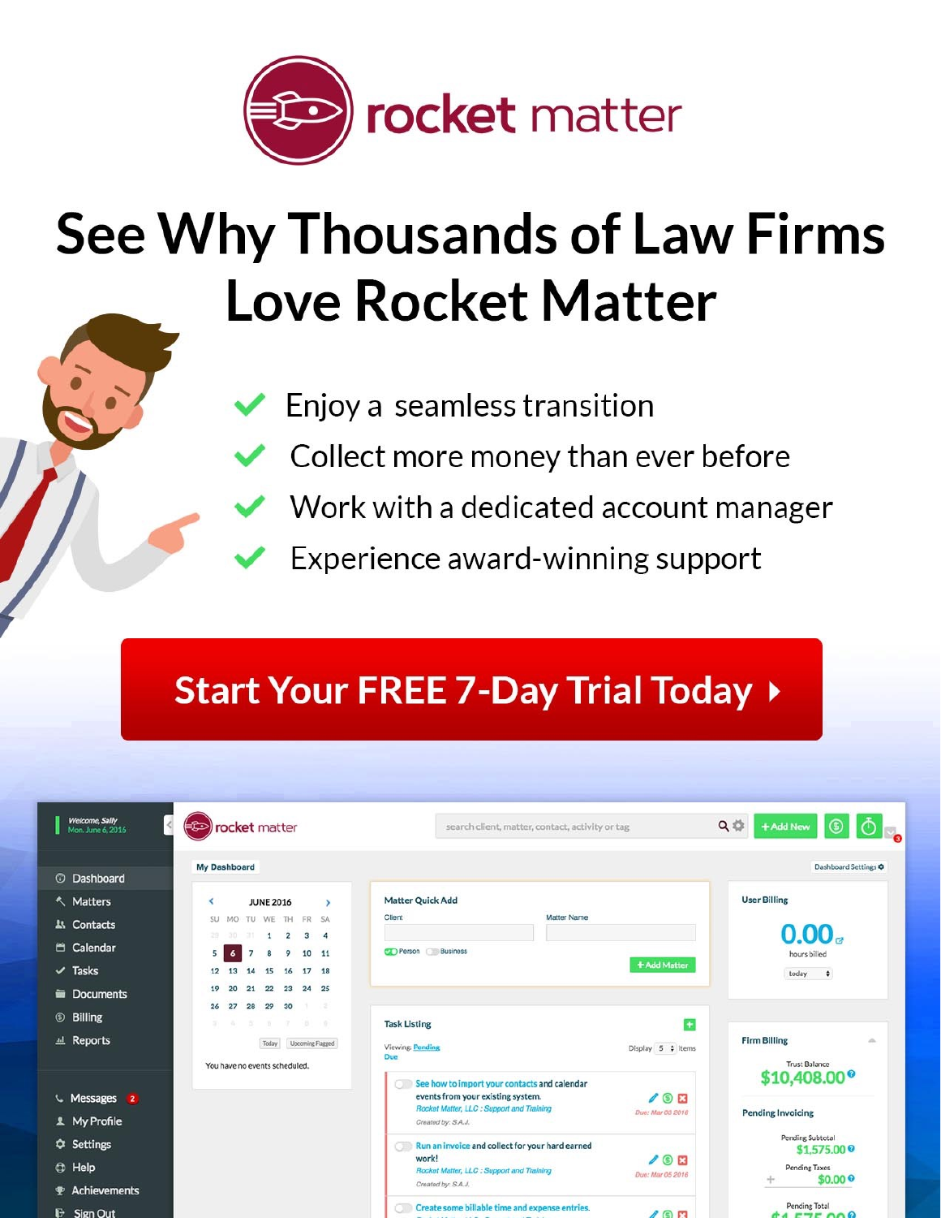rocket matter

# See Why Thousands of Law Firms Love Rocket Matter

- Enjoy a seamless transition
- Collect more money than ever before
- Work with a dedicated account manager
- Experience award-winning support

**Start Your FREE 7-Day Trial Today**